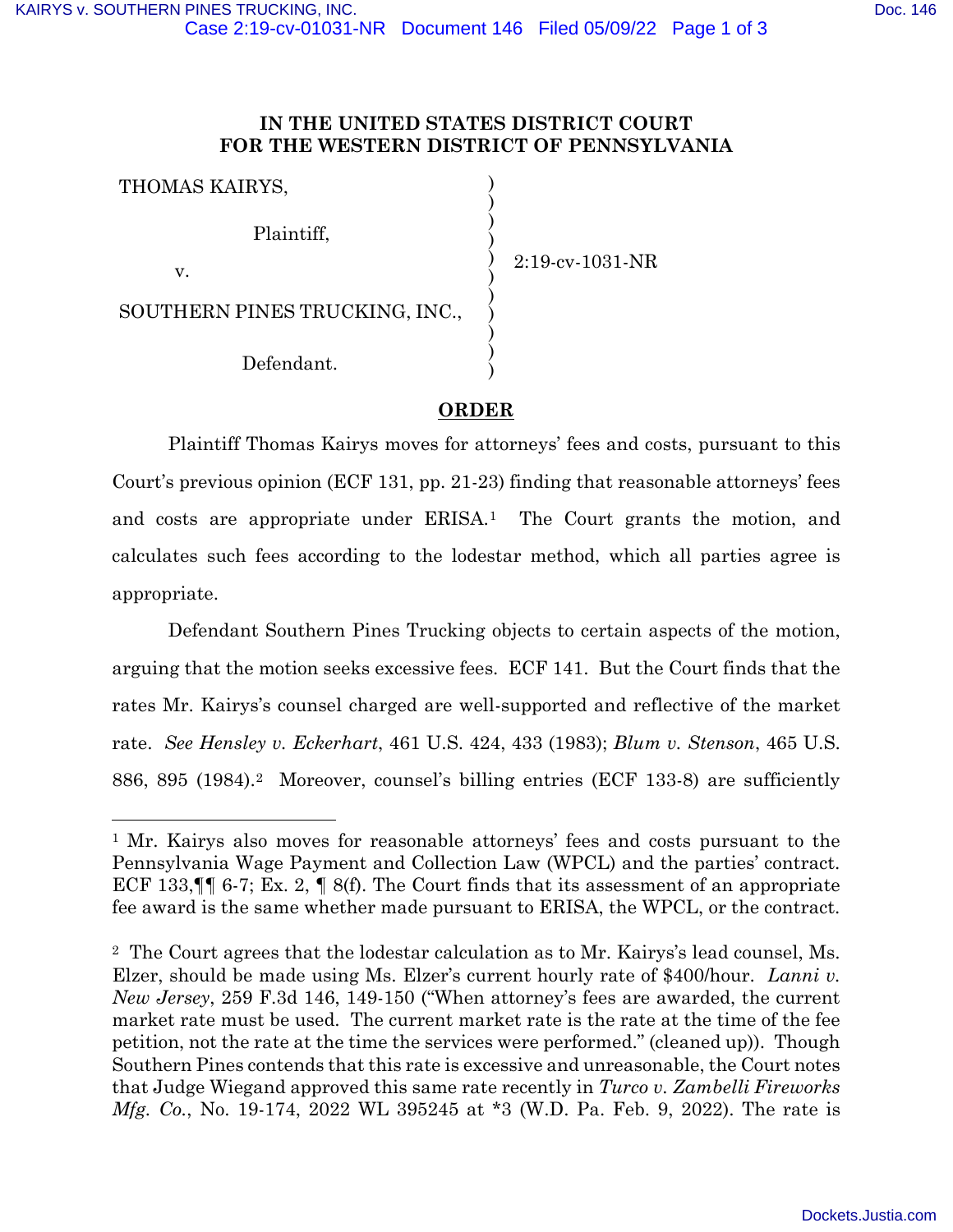# IN THE UNITED STATES DISTRICT COURT FOR THE WESTERN DISTRICT OF PENNSYLVANIA

THOMAS KAIRYS,

Plaintiff,

v.

SOUTHERN PINES TRUCKING, INC.,

Defendant.

2:19-cv-1031-NR

## ORDER

Plaintiff Thomas Kairys moves for attorneys' fees and costs, pursuant to this Court's previous opinion (ECF 131, pp. 21-23) finding that reasonable attorneys' fees and costs are appropriate under ERISA.[1] The Court grants the motion, and calculates such fees according to the lodestar method, which all parties agree is appropriate.

Defendant Southern Pines Trucking objects to certain aspects of the motion, arguing that the motion seeks excessive fees. ECF 141. But the Court finds that the rates Mr. Kairys's counsel charged are well-supported and reflective of the market rate. *See Hensley v. Eckerhart*, 461 U.S. 424, 433 (1983); *Blum v. Stenson*, 465 U.S. 886, 895 (1984).[2] Moreover, counsel's billing entries (ECF 133-8) are sufficiently

---

[1] Mr. Kairys also moves for reasonable attorneys' fees and costs pursuant to the Pennsylvania Wage Payment and Collection Law (WPCL) and the parties' contract. ECF 133,¶¶ 6-7; Ex. 2, ¶ 8(f). The Court finds that its assessment of an appropriate fee award is the same whether made pursuant to ERISA, the WPCL, or the contract.

[2] The Court agrees that the lodestar calculation as to Mr. Kairys's lead counsel, Ms. Elzer, should be made using Ms. Elzer's current hourly rate of $400/hour. *Lanni v. New Jersey*, 259 F.3d 146, 149-150 ("When attorney's fees are awarded, the current market rate must be used. The current market rate is the rate at the time of the fee petition, not the rate at the time the services were performed." (cleaned up)). Though Southern Pines contends that this rate is excessive and unreasonable, the Court notes that Judge Wiegand approved this same rate recently in *Turco v. Zambelli Fireworks Mfg. Co.*, No. 19-174, 2022 WL 395245 at *3 (W.D. Pa. Feb. 9, 2022). The rate is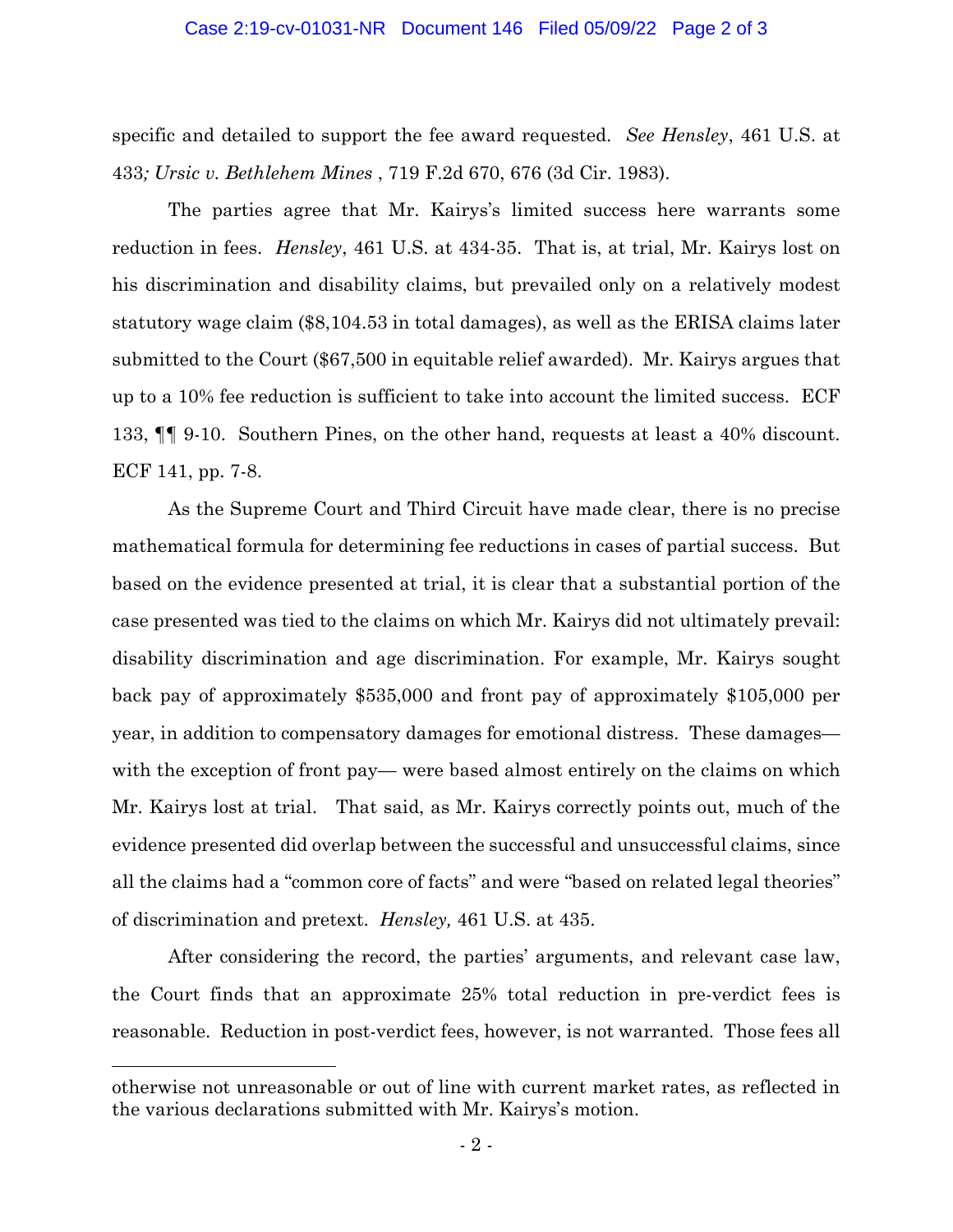specific and detailed to support the fee award requested. *See Hensley*, 461 U.S. at 433*; Ursic v. Bethlehem Mines* , 719 F.2d 670, 676 (3d Cir. 1983).

The parties agree that Mr. Kairys's limited success here warrants some reduction in fees. *Hensley*, 461 U.S. at 434-35. That is, at trial, Mr. Kairys lost on his discrimination and disability claims, but prevailed only on a relatively modest statutory wage claim ($8,104.53 in total damages), as well as the ERISA claims later submitted to the Court ($67,500 in equitable relief awarded). Mr. Kairys argues that up to a 10% fee reduction is sufficient to take into account the limited success. ECF 133, ¶¶ 9-10. Southern Pines, on the other hand, requests at least a 40% discount. ECF 141, pp. 7-8.

As the Supreme Court and Third Circuit have made clear, there is no precise mathematical formula for determining fee reductions in cases of partial success. But based on the evidence presented at trial, it is clear that a substantial portion of the case presented was tied to the claims on which Mr. Kairys did not ultimately prevail: disability discrimination and age discrimination. For example, Mr. Kairys sought back pay of approximately $535,000 and front pay of approximately $105,000 per year, in addition to compensatory damages for emotional distress. These damages— with the exception of front pay— were based almost entirely on the claims on which Mr. Kairys lost at trial. That said, as Mr. Kairys correctly points out, much of the evidence presented did overlap between the successful and unsuccessful claims, since all the claims had a "common core of facts" and were "based on related legal theories" of discrimination and pretext. *Hensley,* 461 U.S. at 435.

After considering the record, the parties' arguments, and relevant case law, the Court finds that an approximate 25% total reduction in pre-verdict fees is reasonable. Reduction in post-verdict fees, however, is not warranted. Those fees all

---

otherwise not unreasonable or out of line with current market rates, as reflected in the various declarations submitted with Mr. Kairys's motion.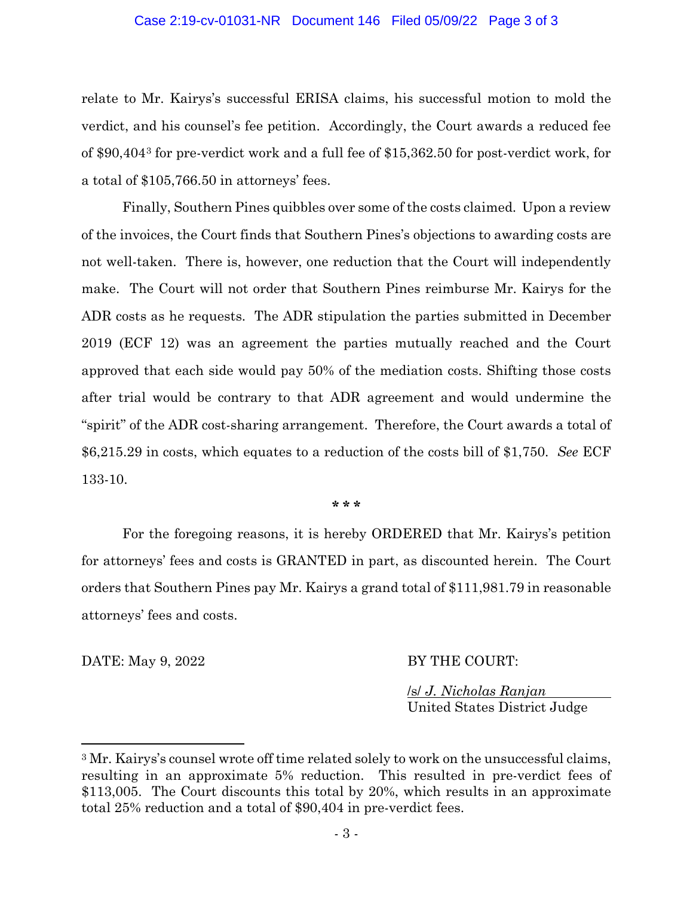relate to Mr. Kairys's successful ERISA claims, his successful motion to mold the verdict, and his counsel's fee petition. Accordingly, the Court awards a reduced fee of $90,404[3] for pre-verdict work and a full fee of $15,362.50 for post-verdict work, for a total of $105,766.50 in attorneys' fees.

Finally, Southern Pines quibbles over some of the costs claimed. Upon a review of the invoices, the Court finds that Southern Pines's objections to awarding costs are not well-taken. There is, however, one reduction that the Court will independently make. The Court will not order that Southern Pines reimburse Mr. Kairys for the ADR costs as he requests. The ADR stipulation the parties submitted in December 2019 (ECF 12) was an agreement the parties mutually reached and the Court approved that each side would pay 50% of the mediation costs. Shifting those costs after trial would be contrary to that ADR agreement and would undermine the "spirit" of the ADR cost-sharing arrangement. Therefore, the Court awards a total of $6,215.29 in costs, which equates to a reduction of the costs bill of $1,750. *See* ECF 133-10.

\* \* \*

For the foregoing reasons, it is hereby ORDERED that Mr. Kairys's petition for attorneys' fees and costs is GRANTED in part, as discounted herein. The Court orders that Southern Pines pay Mr. Kairys a grand total of $111,981.79 in reasonable attorneys' fees and costs.

DATE: May 9, 2022

BY THE COURT:

/s/ *J. Nicholas Ranjan*
United States District Judge

---

[3] Mr. Kairys's counsel wrote off time related solely to work on the unsuccessful claims, resulting in an approximate 5% reduction. This resulted in pre-verdict fees of $113,005. The Court discounts this total by 20%, which results in an approximate total 25% reduction and a total of $90,404 in pre-verdict fees.